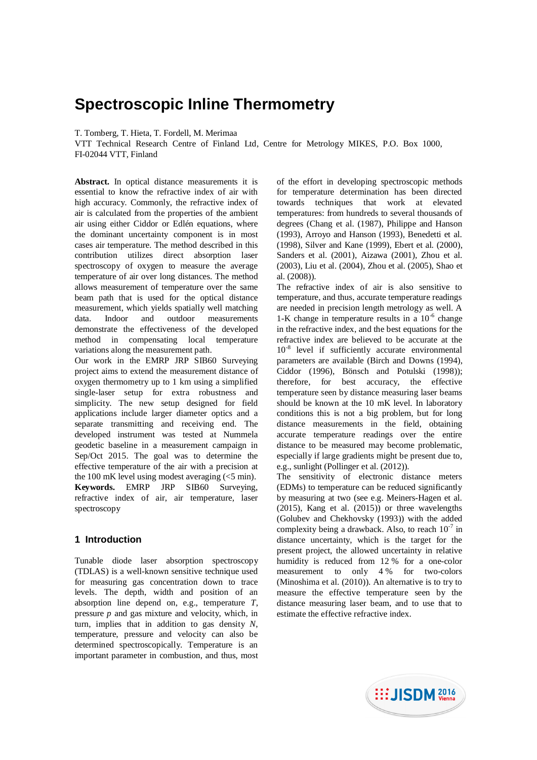# Spectroscopic Inline Thermometry

T. Tomberg, T. Hieta, T. Fordell, M. Merimaa

VTT Technical Research Centre of Finland Ltd, Centre for Metrology MIKES, P.O. Box 1000, FI-02044 VTT, Finland

**Abstract.** In optical distance measurements it is essential to know the refractive index of air with high accuracy. Commonly, the refractive index of air is calculated from the properties of the ambient air using either Ciddor or Edlén equations, where the dominant uncertainty component is in most cases air temperature. The method described in this contribution utilizes direct absorption laser spectroscopy of oxygen to measure the average temperature of air over long distances. The method allows measurement of temperature over the same beam path that is used for the optical distance measurement, which yields spatially well matching data. Indoor and outdoor measurements demonstrate the effectiveness of the developed method in compensating local temperature variations along the measurement path.

Our work in the EMRP JRP SIB60 Surveying project aims to extend the measurement distance of oxygen thermometry up to 1 km using a simplified single-laser setup for extra robustness and simplicity. The new setup designed for field applications include larger diameter optics and a separate transmitting and receiving end. The developed instrument was tested at Nummela geodetic baseline in a measurement campaign in Sep/Oct 2015. The goal was to determine the effective temperature of the air with a precision at the 100 mK level using modest averaging (<5 min).

**Keywords.** EMRP JRP SIB60 Surveying, refractive index of air, air temperature, laser spectroscopy

## 1 Introduction

Tunable diode laser absorption spectroscopy (TDLAS) is a well-known sensitive technique used for measuring gas concentration down to trace levels. The depth, width and position of an absorption line depend on, e.g., temperature $T$, pressure $p$ and gas mixture and velocity, which, in turn, implies that in addition to gas density $N$, temperature, pressure and velocity can also be determined spectroscopically. Temperature is an important parameter in combustion, and thus, most of the effort in developing spectroscopic methods for temperature determination has been directed towards techniques that work at elevated temperatures: from hundreds to several thousands of degrees (Chang et al. (1987), Philippe and Hanson (1993), Arroyo and Hanson (1993), Benedetti et al. (1998), Silver and Kane (1999), Ebert et al. (2000), Sanders et al. (2001), Aizawa (2001), Zhou et al. (2003), Liu et al. (2004), Zhou et al. (2005), Shao et al. (2008)).

The refractive index of air is also sensitive to temperature, and thus, accurate temperature readings are needed in precision length metrology as well. A 1-K change in temperature results in a $10^{-6}$ change in the refractive index, and the best equations for the refractive index are believed to be accurate at the $10^{-8}$ level if sufficiently accurate environmental parameters are available (Birch and Downs (1994), Ciddor (1996), Bönsch and Potulski (1998)); therefore, for best accuracy, the effective temperature seen by distance measuring laser beams should be known at the 10 mK level. In laboratory conditions this is not a big problem, but for long distance measurements in the field, obtaining accurate temperature readings over the entire distance to be measured may become problematic, especially if large gradients might be present due to, e.g., sunlight (Pollinger et al. (2012)).

The sensitivity of electronic distance meters (EDMs) to temperature can be reduced significantly by measuring at two (see e.g. Meiners-Hagen et al. (2015), Kang et al. (2015)) or three wavelengths (Golubev and Chekhovsky (1993)) with the added complexity being a drawback. Also, to reach $10^{-7}$ in distance uncertainty, which is the target for the present project, the allowed uncertainty in relative humidity is reduced from 12 % for a one-color measurement to only 4 % for two-colors (Minoshima et al. (2010)). An alternative is to try to measure the effective temperature seen by the distance measuring laser beam, and to use that to estimate the effective refractive index.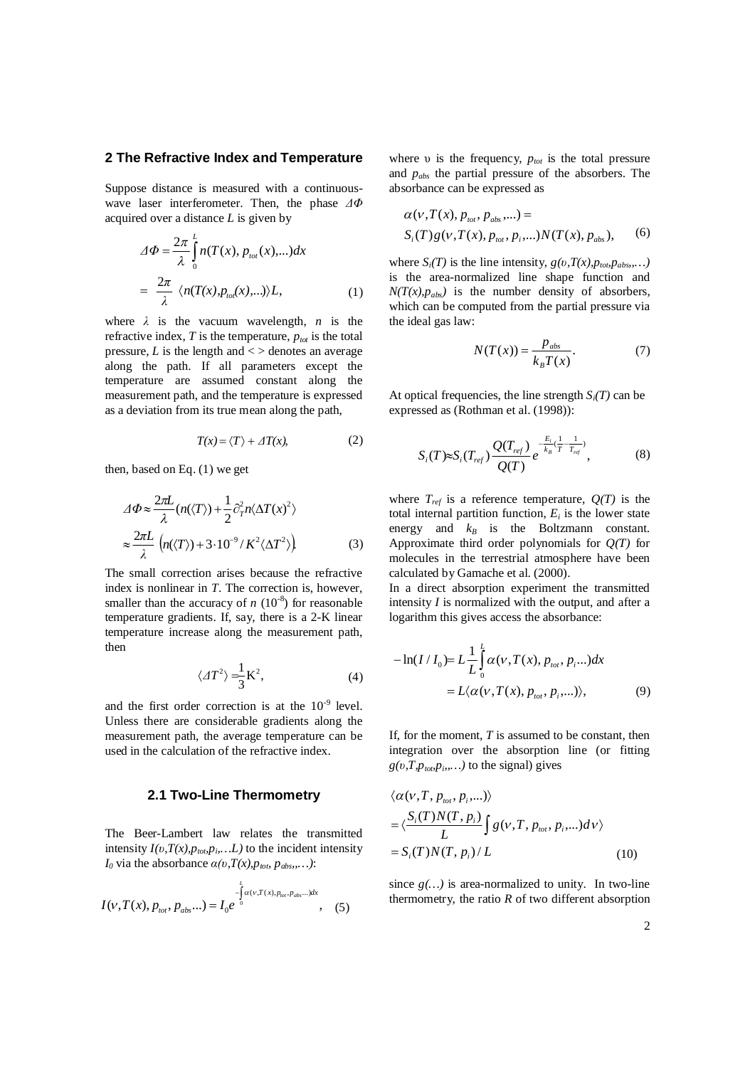## 2 The Refractive Index and Temperature

Suppose distance is measured with a continuous-wave laser interferometer. Then, the phase $\Delta\Phi$ acquired over a distance $L$ is given by

$$\Delta\Phi = \frac{2\pi}{\lambda}\int_0^L n(T(x), p_{tot}(x),...)dx = \frac{2\pi}{\lambda}\langle n(T(x),p_{tot}(x),...)\rangle L, \quad (1)$$

where $\lambda$ is the vacuum wavelength, $n$ is the refractive index, $T$ is the temperature, $p_{tot}$ is the total pressure, $L$ is the length and < > denotes an average along the path. If all parameters except the temperature are assumed constant along the measurement path, and the temperature is expressed as a deviation from its true mean along the path,

$$T(x) = \langle T\rangle + \Delta T(x), \quad (2)$$

then, based on Eq. (1) we get

$$\Delta\Phi \approx \frac{2\pi L}{\lambda}(n(\langle T\rangle) + \frac{1}{2}\partial_T^2 n\langle\Delta T(x)^2\rangle \approx \frac{2\pi L}{\lambda}\left(n(\langle T\rangle) + 3\cdot 10^{-9}/K^2\langle\Delta T^2\rangle\right). \quad (3)$$

The small correction arises because the refractive index is nonlinear in $T$. The correction is, however, smaller than the accuracy of $n$ ($10^{-8}$) for reasonable temperature gradients. If, say, there is a 2-K linear temperature increase along the measurement path, then

$$\langle\Delta T^2\rangle = \frac{1}{3}\mathrm{K}^2, \quad (4)$$

and the first order correction is at the $10^{-9}$ level. Unless there are considerable gradients along the measurement path, the average temperature can be used in the calculation of the refractive index.

### 2.1 Two-Line Thermometry

The Beer-Lambert law relates the transmitted intensity $I(\upsilon,T(x),p_{tot},p_i,...L)$ to the incident intensity $I_0$ via the absorbance $\alpha(\upsilon,T(x),p_{tot}, p_{abs},...)$:

$$I(\nu, T(x), p_{tot}, p_{abs}...) = I_0 e^{-\int_0^L \alpha(\nu,T(x),p_{tot},p_{abs}...)dx}, \quad (5)$$

where $\upsilon$ is the frequency, $p_{tot}$ is the total pressure and $p_{abs}$ the partial pressure of the absorbers. The absorbance can be expressed as

$$\alpha(\nu, T(x), p_{tot}, p_{abs},...) = S_i(T)g(\nu, T(x), p_{tot}, p_i,...)N(T(x), p_{abs}), \quad (6)$$

where $S_i(T)$ is the line intensity, $g(\upsilon,T(x),p_{tot},p_{abs},...)$ is the area-normalized line shape function and $N(T(x),p_{abs})$ is the number density of absorbers, which can be computed from the partial pressure via the ideal gas law:

$$N(T(x)) = \frac{p_{abs}}{k_B T(x)}. \quad (7)$$

At optical frequencies, the line strength $S_i(T)$ can be expressed as (Rothman et al. (1998)):

$$S_i(T) \approx S_i(T_{ref})\frac{Q(T_{ref})}{Q(T)}e^{-\frac{E_i}{k_B}(\frac{1}{T}-\frac{1}{T_{ref}})}, \quad (8)$$

where $T_{ref}$ is a reference temperature, $Q(T)$ is the total internal partition function, $E_i$ is the lower state energy and $k_B$ is the Boltzmann constant. Approximate third order polynomials for $Q(T)$ for molecules in the terrestrial atmosphere have been calculated by Gamache et al. (2000).

In a direct absorption experiment the transmitted intensity $I$ is normalized with the output, and after a logarithm this gives access the absorbance:

$$-\ln(I/I_0) = L\frac{1}{L}\int_0^L \alpha(\nu, T(x), p_{tot}, p_i...)dx = L\langle\alpha(\nu, T(x), p_{tot}, p_i,...)\rangle, \quad (9)$$

If, for the moment, $T$ is assumed to be constant, then integration over the absorption line (or fitting $g(\upsilon,T,p_{tot},p_i,...)$ to the signal) gives

$$\langle\alpha(\nu, T, p_{tot}, p_i,...)\rangle = \langle\frac{S_i(T)N(T, p_i)}{L}\int g(\nu, T, p_{tot}, p_i,...)d\nu\rangle = S_i(T)N(T, p_i)/L \quad (10)$$

since $g(...)$ is area-normalized to unity. In two-line thermometry, the ratio $R$ of two different absorption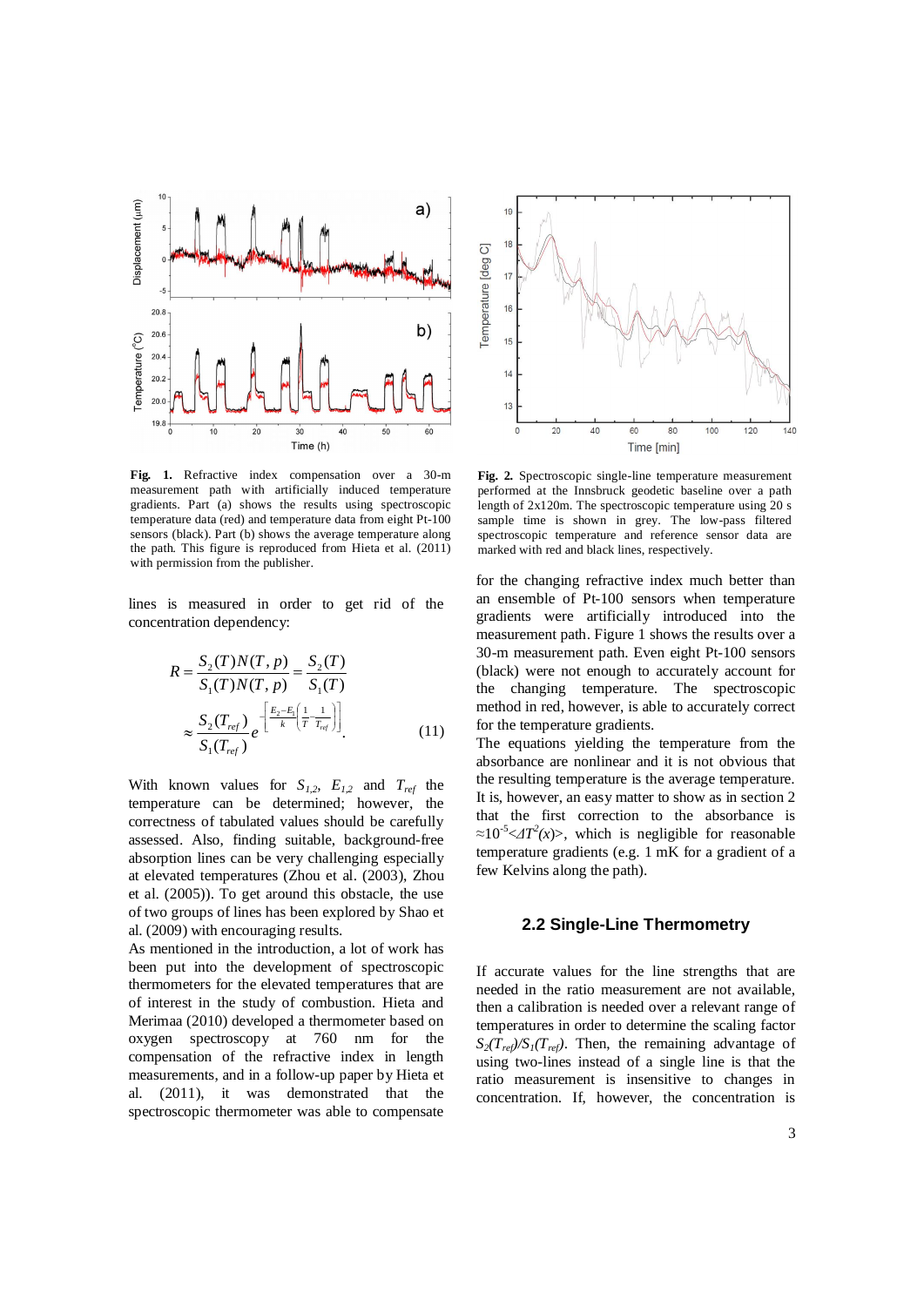**Fig. 1.** Refractive index compensation over a 30-m measurement path with artificially induced temperature gradients. Part (a) shows the results using spectroscopic temperature data (red) and temperature data from eight Pt-100 sensors (black). Part (b) shows the average temperature along the path. This figure is reproduced from Hieta et al. (2011) with permission from the publisher.

**Fig. 2.** Spectroscopic single-line temperature measurement performed at the Innsbruck geodetic baseline over a path length of 2x120m. The spectroscopic temperature using 20 s sample time is shown in grey. The low-pass filtered spectroscopic temperature and reference sensor data are marked with red and black lines, respectively.

lines is measured in order to get rid of the concentration dependency:

$$R = \frac{S_2(T)N(T,p)}{S_1(T)N(T,p)} = \frac{S_2(T)}{S_1(T)} \approx \frac{S_2(T_{ref})}{S_1(T_{ref})} e^{-\left[\frac{E_2-E_1}{k}\left(\frac{1}{T}-\frac{1}{T_{ref}}\right)\right]}. \quad (11)$$

With known values for $S_{1,2}$, $E_{1,2}$ and $T_{ref}$ the temperature can be determined; however, the correctness of tabulated values should be carefully assessed. Also, finding suitable, background-free absorption lines can be very challenging especially at elevated temperatures (Zhou et al. (2003), Zhou et al. (2005)). To get around this obstacle, the use of two groups of lines has been explored by Shao et al. (2009) with encouraging results.

As mentioned in the introduction, a lot of work has been put into the development of spectroscopic thermometers for the elevated temperatures that are of interest in the study of combustion. Hieta and Merimaa (2010) developed a thermometer based on oxygen spectroscopy at 760 nm for the compensation of the refractive index in length measurements, and in a follow-up paper by Hieta et al. (2011), it was demonstrated that the spectroscopic thermometer was able to compensate for the changing refractive index much better than an ensemble of Pt-100 sensors when temperature gradients were artificially introduced into the measurement path. Figure 1 shows the results over a 30-m measurement path. Even eight Pt-100 sensors (black) were not enough to accurately account for the changing temperature. The spectroscopic method in red, however, is able to accurately correct for the temperature gradients.

The equations yielding the temperature from the absorbance are nonlinear and it is not obvious that the resulting temperature is the average temperature. It is, however, an easy matter to show as in section 2 that the first correction to the absorbance is $\approx 10^{-5} \langle \Delta T^2(x) \rangle$, which is negligible for reasonable temperature gradients (e.g. 1 mK for a gradient of a few Kelvins along the path).

## 2.2 Single-Line Thermometry

If accurate values for the line strengths that are needed in the ratio measurement are not available, then a calibration is needed over a relevant range of temperatures in order to determine the scaling factor $S_2(T_{ref})/S_1(T_{ref})$. Then, the remaining advantage of using two-lines instead of a single line is that the ratio measurement is insensitive to changes in concentration. If, however, the concentration is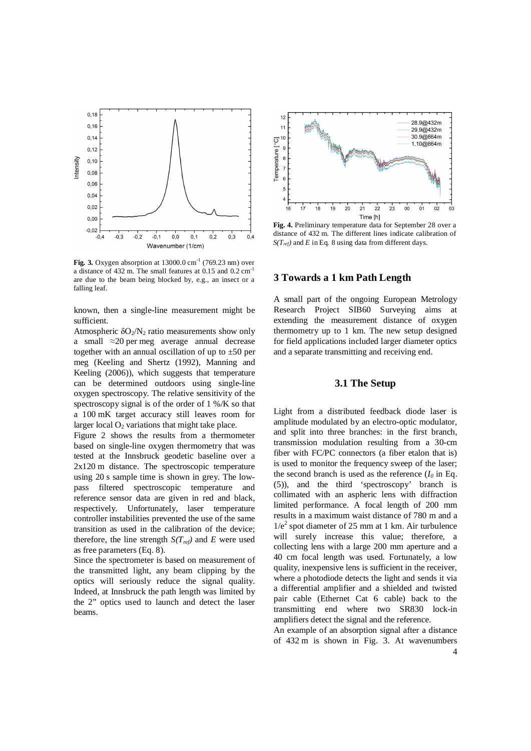**Fig. 3.** Oxygen absorption at 13000.0 cm$^{-1}$ (769.23 nm) over a distance of 432 m. The small features at 0.15 and 0.2 cm$^{-1}$ are due to the beam being blocked by, e.g., an insect or a falling leaf.

known, then a single-line measurement might be sufficient.

Atmospheric $\delta O_2/N_2$ ratio measurements show only a small ≈20 per meg average annual decrease together with an annual oscillation of up to ±50 per meg (Keeling and Shertz (1992), Manning and Keeling (2006)), which suggests that temperature can be determined outdoors using single-line oxygen spectroscopy. The relative sensitivity of the spectroscopy signal is of the order of 1 %/K so that a 100 mK target accuracy still leaves room for larger local $O_2$ variations that might take place.

Figure 2 shows the results from a thermometer based on single-line oxygen thermometry that was tested at the Innsbruck geodetic baseline over a 2x120 m distance. The spectroscopic temperature using 20 s sample time is shown in grey. The low-pass filtered spectroscopic temperature and reference sensor data are given in red and black, respectively. Unfortunately, laser temperature controller instabilities prevented the use of the same transition as used in the calibration of the device; therefore, the line strength $S(T_{ref})$ and $E$ were used as free parameters (Eq. 8).

Since the spectrometer is based on measurement of the transmitted light, any beam clipping by the optics will seriously reduce the signal quality. Indeed, at Innsbruck the path length was limited by the 2" optics used to launch and detect the laser beams.

**Fig. 4.** Preliminary temperature data for September 28 over a distance of 432 m. The different lines indicate calibration of $S(T_{ref})$ and $E$ in Eq. 8 using data from different days.

## 3 Towards a 1 km Path Length

A small part of the ongoing European Metrology Research Project SIB60 Surveying aims at extending the measurement distance of oxygen thermometry up to 1 km. The new setup designed for field applications included larger diameter optics and a separate transmitting and receiving end.

### 3.1 The Setup

Light from a distributed feedback diode laser is amplitude modulated by an electro-optic modulator, and split into three branches: in the first branch, transmission modulation resulting from a 30-cm fiber with FC/PC connectors (a fiber etalon that is) is used to monitor the frequency sweep of the laser; the second branch is used as the reference ($I_0$ in Eq. (5)), and the third 'spectroscopy' branch is collimated with an aspheric lens with diffraction limited performance. A focal length of 200 mm results in a maximum waist distance of 780 m and a $1/e^2$ spot diameter of 25 mm at 1 km. Air turbulence will surely increase this value; therefore, a collecting lens with a large 200 mm aperture and a 40 cm focal length was used. Fortunately, a low quality, inexpensive lens is sufficient in the receiver, where a photodiode detects the light and sends it via a differential amplifier and a shielded and twisted pair cable (Ethernet Cat 6 cable) back to the transmitting end where two SR830 lock-in amplifiers detect the signal and the reference.

An example of an absorption signal after a distance of 432 m is shown in Fig. 3. At wavenumbers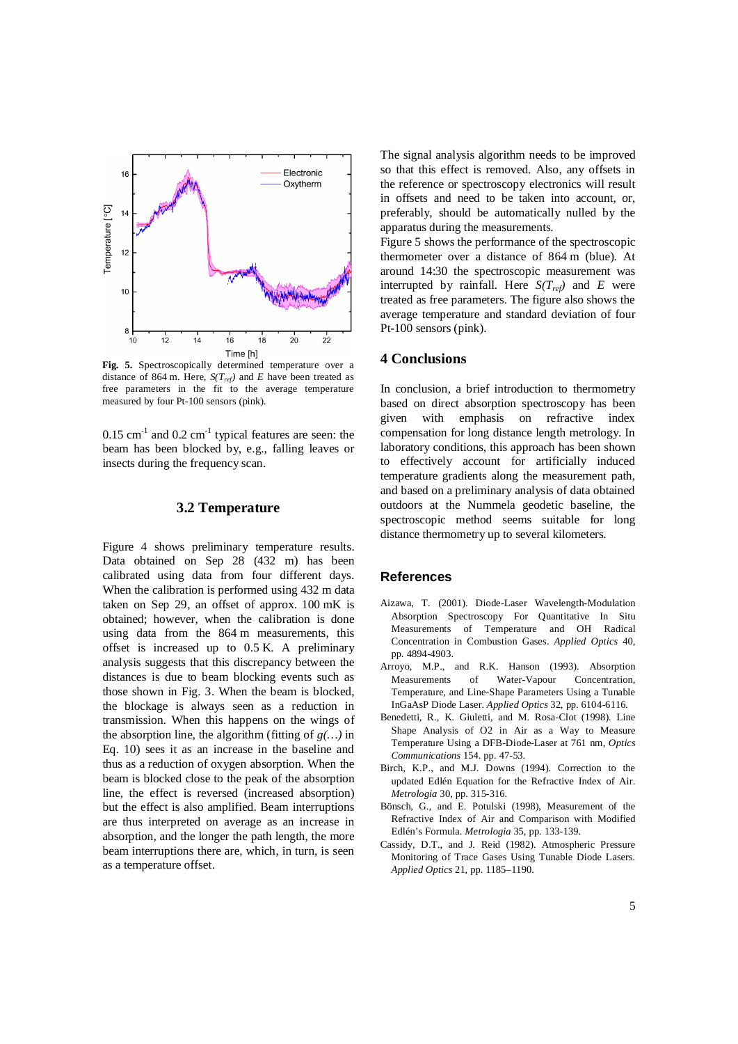**Fig. 5.** Spectroscopically determined temperature over a distance of 864 m. Here, $S(T_{ref})$ and $E$ have been treated as free parameters in the fit to the average temperature measured by four Pt-100 sensors (pink).

0.15 cm$^{-1}$ and 0.2 cm$^{-1}$ typical features are seen: the beam has been blocked by, e.g., falling leaves or insects during the frequency scan.

### 3.2 Temperature

Figure 4 shows preliminary temperature results. Data obtained on Sep 28 (432 m) has been calibrated using data from four different days. When the calibration is performed using 432 m data taken on Sep 29, an offset of approx. 100 mK is obtained; however, when the calibration is done using data from the 864 m measurements, this offset is increased up to 0.5 K. A preliminary analysis suggests that this discrepancy between the distances is due to beam blocking events such as those shown in Fig. 3. When the beam is blocked, the blockage is always seen as a reduction in transmission. When this happens on the wings of the absorption line, the algorithm (fitting of $g(\ldots)$ in Eq. 10) sees it as an increase in the baseline and thus as a reduction of oxygen absorption. When the beam is blocked close to the peak of the absorption line, the effect is reversed (increased absorption) but the effect is also amplified. Beam interruptions are thus interpreted on average as an increase in absorption, and the longer the path length, the more beam interruptions there are, which, in turn, is seen as a temperature offset.

The signal analysis algorithm needs to be improved so that this effect is removed. Also, any offsets in the reference or spectroscopy electronics will result in offsets and need to be taken into account, or, preferably, should be automatically nulled by the apparatus during the measurements.

Figure 5 shows the performance of the spectroscopic thermometer over a distance of 864 m (blue). At around 14:30 the spectroscopic measurement was interrupted by rainfall. Here $S(T_{ref})$ and $E$ were treated as free parameters. The figure also shows the average temperature and standard deviation of four Pt-100 sensors (pink).

## 4 Conclusions

In conclusion, a brief introduction to thermometry based on direct absorption spectroscopy has been given with emphasis on refractive index compensation for long distance length metrology. In laboratory conditions, this approach has been shown to effectively account for artificially induced temperature gradients along the measurement path, and based on a preliminary analysis of data obtained outdoors at the Nummela geodetic baseline, the spectroscopic method seems suitable for long distance thermometry up to several kilometers.

## References

Aizawa, T. (2001). Diode-Laser Wavelength-Modulation Absorption Spectroscopy For Quantitative In Situ Measurements of Temperature and OH Radical Concentration in Combustion Gases. *Applied Optics* 40, pp. 4894-4903.

Arroyo, M.P., and R.K. Hanson (1993). Absorption Measurements of Water-Vapour Concentration, Temperature, and Line-Shape Parameters Using a Tunable InGaAsP Diode Laser. *Applied Optics* 32, pp. 6104-6116.

Benedetti, R., K. Giuletti, and M. Rosa-Clot (1998). Line Shape Analysis of O2 in Air as a Way to Measure Temperature Using a DFB-Diode-Laser at 761 nm, *Optics Communications* 154. pp. 47-53.

Birch, K.P., and M.J. Downs (1994). Correction to the updated Edlén Equation for the Refractive Index of Air. *Metrologia* 30, pp. 315-316.

Bönsch, G., and E. Potulski (1998), Measurement of the Refractive Index of Air and Comparison with Modified Edlén's Formula. *Metrologia* 35, pp. 133-139.

Cassidy, D.T., and J. Reid (1982). Atmospheric Pressure Monitoring of Trace Gases Using Tunable Diode Lasers. *Applied Optics* 21, pp. 1185–1190.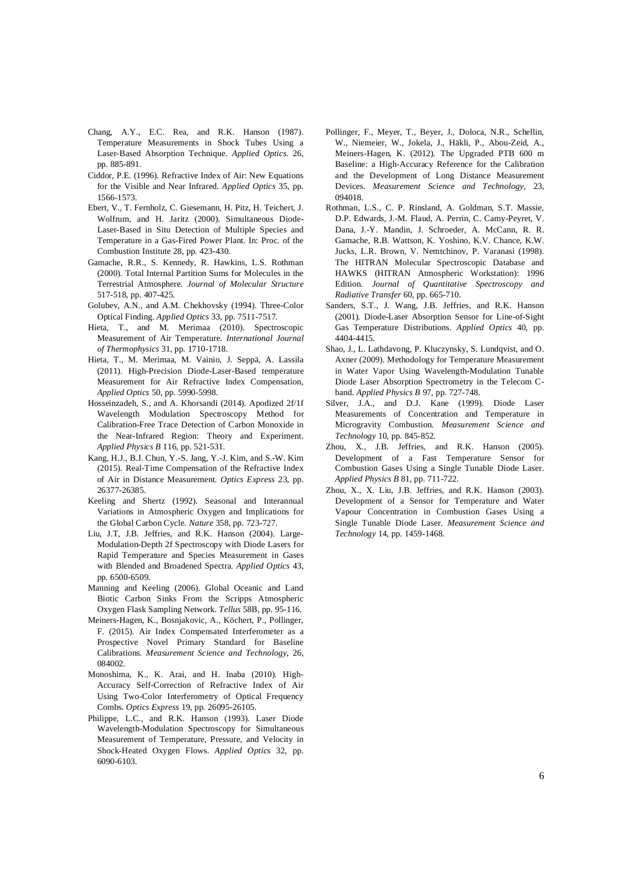Chang, A.Y., E.C. Rea, and R.K. Hanson (1987). Temperature Measurements in Shock Tubes Using a Laser-Based Absorption Technique. *Applied Optics.* 26, pp. 885-891.

Ciddor, P.E. (1996). Refractive Index of Air: New Equations for the Visible and Near Infrared. *Applied Optics* 35, pp. 1566-1573.

Ebert, V., T. Fernholz, C. Giesemann, H. Pitz, H. Teichert, J. Wolfrum, and H. Jaritz (2000). Simultaneous Diode-Laser-Based in Situ Detection of Multiple Species and Temperature in a Gas-Fired Power Plant. In: Proc. of the Combustion Institute 28, pp. 423-430.

Gamache, R.R., S. Kennedy, R. Hawkins, L.S. Rothman (2000). Total Internal Partition Sums for Molecules in the Terrestrial Atmosphere. *Journal of Molecular Structure* 517-518, pp. 407-425.

Golubev, A.N., and A.M. Chekhovsky (1994). Three-Color Optical Finding. *Applied Optics* 33, pp. 7511-7517.

Hieta, T., and M. Merimaa (2010). Spectroscopic Measurement of Air Temperature. *International Journal of Thermophysics* 31, pp. 1710-1718.

Hieta, T., M. Merimaa, M. Vainio, J. Seppä, A. Lassila (2011). High-Precision Diode-Laser-Based temperature Measurement for Air Refractive Index Compensation, *Applied Optics* 50, pp. 5990-5998.

Hosseinzadeh, S., and A. Khorsandi (2014). Apodized 2f/1f Wavelength Modulation Spectroscopy Method for Calibration-Free Trace Detection of Carbon Monoxide in the Near-Infrared Region: Theory and Experiment. *Applied Physics B* 116, pp. 521-531.

Kang, H.J., B.J. Chun, Y.-S. Jang, Y.-J. Kim, and S.-W. Kim (2015). Real-Time Compensation of the Refractive Index of Air in Distance Measurement. *Optics Express* 23, pp. 26377-26385.

Keeling and Shertz (1992). Seasonal and Interannual Variations in Atmospheric Oxygen and Implications for the Global Carbon Cycle. *Nature* 358, pp. 723-727.

Liu, J.T, J.B. Jeffries, and R.K. Hanson (2004). Large-Modulation-Depth 2f Spectroscopy with Diode Lasers for Rapid Temperature and Species Measurement in Gases with Blended and Broadened Spectra. *Applied Optics* 43, pp. 6500-6509.

Manning and Keeling (2006). Global Oceanic and Land Biotic Carbon Sinks From the Scripps Atmospheric Oxygen Flask Sampling Network. *Tellus* 58B, pp. 95-116.

Meiners-Hagen, K., Bosnjakovic, A., Köchert, P., Pollinger, F. (2015). Air Index Compensated Interferometer as a Prospective Novel Primary Standard for Baseline Calibrations. *Measurement Science and Technology*, 26, 084002.

Monoshima, K., K. Arai, and H. Inaba (2010). High-Accuracy Self-Correction of Refractive Index of Air Using Two-Color Interferometry of Optical Frequency Combs. *Optics Express* 19, pp. 26095-26105.

Philippe, L.C., and R.K. Hanson (1993). Laser Diode Wavelength-Modulation Spectroscopy for Simultaneous Measurement of Temperature, Pressure, and Velocity in Shock-Heated Oxygen Flows. *Applied Optics* 32, pp. 6090-6103.

Pollinger, F., Meyer, T., Beyer, J., Doloca, N.R., Schellin, W., Niemeier, W., Jokela, J., Häkli, P., Abou-Zeid, A., Meiners-Hagen, K. (2012). The Upgraded PTB 600 m Baseline: a High-Accuracy Reference for the Calibration and the Development of Long Distance Measurement Devices. *Measurement Science and Technology*, 23, 094018.

Rothman, L.S., C. P. Rinsland, A. Goldman, S.T. Massie, D.P. Edwards, J.-M. Flaud, A. Perrin, C. Camy-Peyret, V. Dana, J.-Y. Mandin, J. Schroeder, A. McCann, R. R. Gamache, R.B. Wattson, K. Yoshino, K.V. Chance, K.W. Jucks, L.R. Brown, V. Nemtchinov, P. Varanasi (1998). The HITRAN Molecular Spectroscopic Database and HAWKS (HITRAN Atmospheric Workstation): 1996 Edition. *Journal of Quantitative Spectroscopy and Radiative Transfer* 60, pp. 665-710.

Sanders, S.T., J. Wang, J.B. Jeffries, and R.K. Hanson (2001). Diode-Laser Absorption Sensor for Line-of-Sight Gas Temperature Distributions. *Applied Optics* 40, pp. 4404-4415.

Shao, J., L. Lathdavong, P. Kluczynsky, S. Lundqvist, and O. Axner (2009). Methodology for Temperature Measurement in Water Vapor Using Wavelength-Modulation Tunable Diode Laser Absorption Spectrometry in the Telecom C-band. *Applied Physics B* 97, pp. 727-748.

Silver, J.A., and D.J. Kane (1999). Diode Laser Measurements of Concentration and Temperature in Microgravity Combustion. *Measurement Science and Technology* 10, pp. 845-852.

Zhou, X., J.B. Jeffries, and R.K. Hanson (2005). Development of a Fast Temperature Sensor for Combustion Gases Using a Single Tunable Diode Laser. *Applied Physics B* 81, pp. 711-722.

Zhou, X., X. Liu, J.B. Jeffries, and R.K. Hanson (2003). Development of a Sensor for Temperature and Water Vapour Concentration in Combustion Gases Using a Single Tunable Diode Laser. *Measurement Science and Technology* 14, pp. 1459-1468.